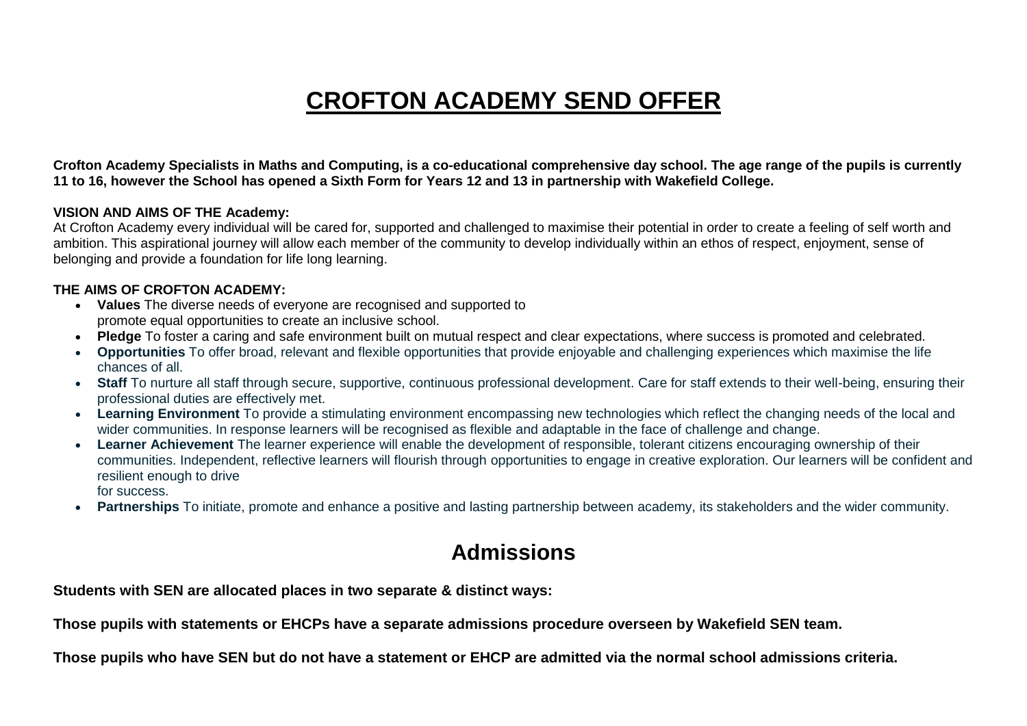# CROFTON ACADEMY SEND OFFER

**Crofton Academy Specialists in Maths and Computing, is a co-educational comprehensive day school. The age range of the pupils is currently 11 to 16, however the School has opened a Sixth Form for Years 12 and 13 in partnership with Wakefield College.**

**VISION AND AIMS OF THE Academy:**

At Crofton Academy every individual will be cared for, supported and challenged to maximise their potential in order to create a feeling of self worth and ambition. This aspirational journey will allow each member of the community to develop individually within an ethos of respect, enjoyment, sense of belonging and provide a foundation for life long learning.

**THE AIMS OF CROFTON ACADEMY:**

- **Values** The diverse needs of everyone are recognised and supported to promote equal opportunities to create an inclusive school.
- **Pledge** To foster a caring and safe environment built on mutual respect and clear expectations, where success is promoted and celebrated.
- **Opportunities** To offer broad, relevant and flexible opportunities that provide enjoyable and challenging experiences which maximise the life chances of all.
- **Staff** To nurture all staff through secure, supportive, continuous professional development. Care for staff extends to their well-being, ensuring their professional duties are effectively met.
- **Learning Environment** To provide a stimulating environment encompassing new technologies which reflect the changing needs of the local and wider communities. In response learners will be recognised as flexible and adaptable in the face of challenge and change.
- **Learner Achievement** The learner experience will enable the development of responsible, tolerant citizens encouraging ownership of their communities. Independent, reflective learners will flourish through opportunities to engage in creative exploration. Our learners will be confident and resilient enough to drive for success.
- **Partnerships** To initiate, promote and enhance a positive and lasting partnership between academy, its stakeholders and the wider community.

## Admissions

**Students with SEN are allocated places in two separate & distinct ways:**

**Those pupils with statements or EHCPs have a separate admissions procedure overseen by Wakefield SEN team.**

**Those pupils who have SEN but do not have a statement or EHCP are admitted via the normal school admissions criteria.**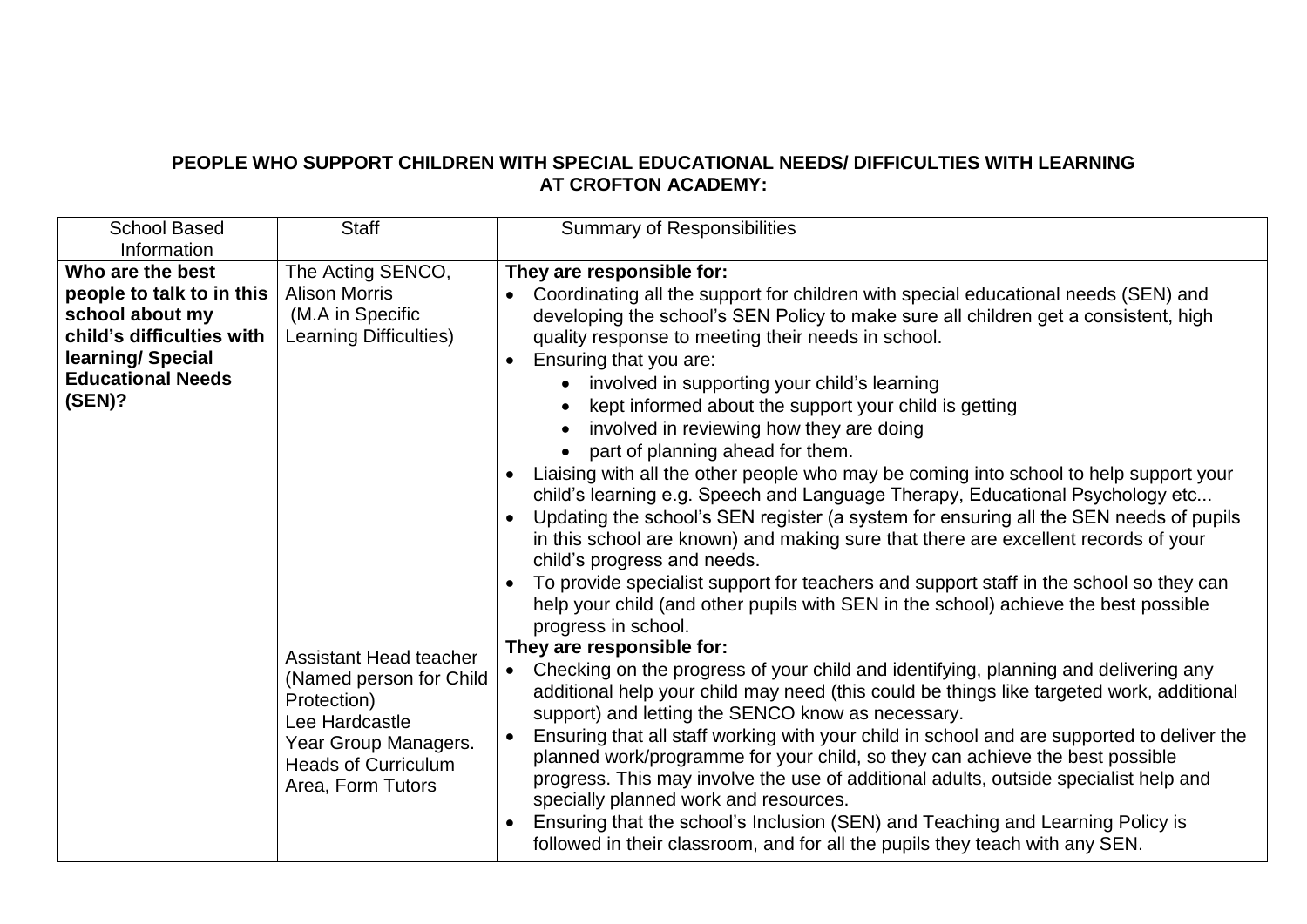**PEOPLE WHO SUPPORT CHILDREN WITH SPECIAL EDUCATIONAL NEEDS/ DIFFICULTIES WITH LEARNING AT CROFTON ACADEMY:**

| School Based Information | Staff | Summary of Responsibilities |
|---|---|---|
| **Who are the best people to talk to in this school about my child's difficulties with learning/ Special Educational Needs (SEN)?** | The Acting SENCO, Alison Morris (M.A in Specific Learning Difficulties) | **They are responsible for:**<br>• Coordinating all the support for children with special educational needs (SEN) and developing the school's SEN Policy to make sure all children get a consistent, high quality response to meeting their needs in school.<br>• Ensuring that you are:<br>&nbsp;&nbsp;• involved in supporting your child's learning<br>&nbsp;&nbsp;• kept informed about the support your child is getting<br>&nbsp;&nbsp;• involved in reviewing how they are doing<br>&nbsp;&nbsp;• part of planning ahead for them.<br>• Liaising with all the other people who may be coming into school to help support your child's learning e.g. Speech and Language Therapy, Educational Psychology etc...<br>• Updating the school's SEN register (a system for ensuring all the SEN needs of pupils in this school are known) and making sure that there are excellent records of your child's progress and needs.<br>• To provide specialist support for teachers and support staff in the school so they can help your child (and other pupils with SEN in the school) achieve the best possible progress in school. |
| | Assistant Head teacher (Named person for Child Protection) Lee Hardcastle Year Group Managers. Heads of Curriculum Area, Form Tutors | **They are responsible for:**<br>• Checking on the progress of your child and identifying, planning and delivering any additional help your child may need (this could be things like targeted work, additional support) and letting the SENCO know as necessary.<br>• Ensuring that all staff working with your child in school and are supported to deliver the planned work/programme for your child, so they can achieve the best possible progress. This may involve the use of additional adults, outside specialist help and specially planned work and resources.<br>• Ensuring that the school's Inclusion (SEN) and Teaching and Learning Policy is followed in their classroom, and for all the pupils they teach with any SEN. |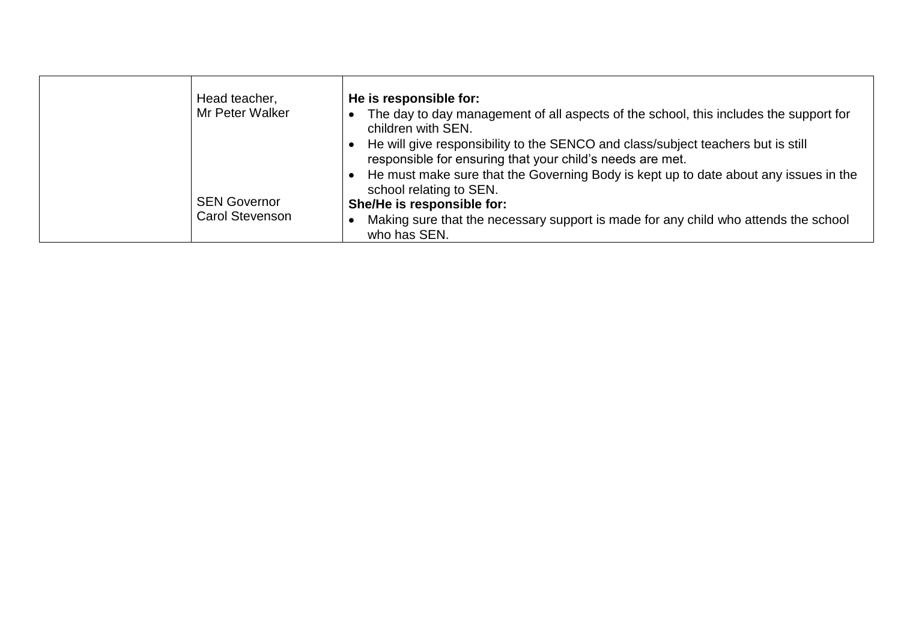| | | |
|---|---|---|
| | Head teacher,<br>Mr Peter Walker<br><br><br><br><br>SEN Governor<br>Carol Stevenson | **He is responsible for:**<br>• The day to day management of all aspects of the school, this includes the support for children with SEN.<br>• He will give responsibility to the SENCO and class/subject teachers but is still responsible for ensuring that your child's needs are met.<br>• He must make sure that the Governing Body is kept up to date about any issues in the school relating to SEN.<br>**She/He is responsible for:**<br>• Making sure that the necessary support is made for any child who attends the school who has SEN. |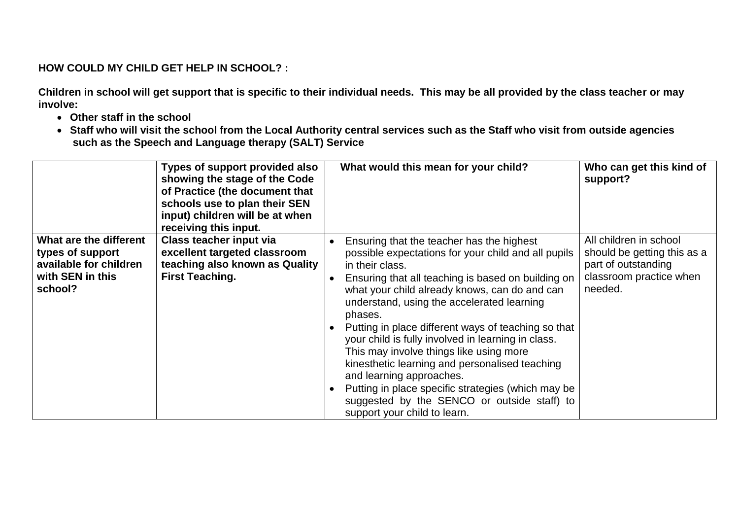**HOW COULD MY CHILD GET HELP IN SCHOOL? :**

**Children in school will get support that is specific to their individual needs. This may be all provided by the class teacher or may involve:**

- **Other staff in the school**
- **Staff who will visit the school from the Local Authority central services such as the Staff who visit from outside agencies such as the Speech and Language therapy (SALT) Service**

| | **Types of support provided also showing the stage of the Code of Practice (the document that schools use to plan their SEN input) children will be at when receiving this input.** | **What would this mean for your child?** | **Who can get this kind of support?** |
|---|---|---|---|
| **What are the different types of support available for children with SEN in this school?** | **Class teacher input via excellent targeted classroom teaching also known as Quality First Teaching.** | • Ensuring that the teacher has the highest possible expectations for your child and all pupils in their class.<br>• Ensuring that all teaching is based on building on what your child already knows, can do and can understand, using the accelerated learning phases.<br>• Putting in place different ways of teaching so that your child is fully involved in learning in class. This may involve things like using more kinesthetic learning and personalised teaching and learning approaches.<br>• Putting in place specific strategies (which may be suggested by the SENCO or outside staff) to support your child to learn. | All children in school should be getting this as a part of outstanding classroom practice when needed. |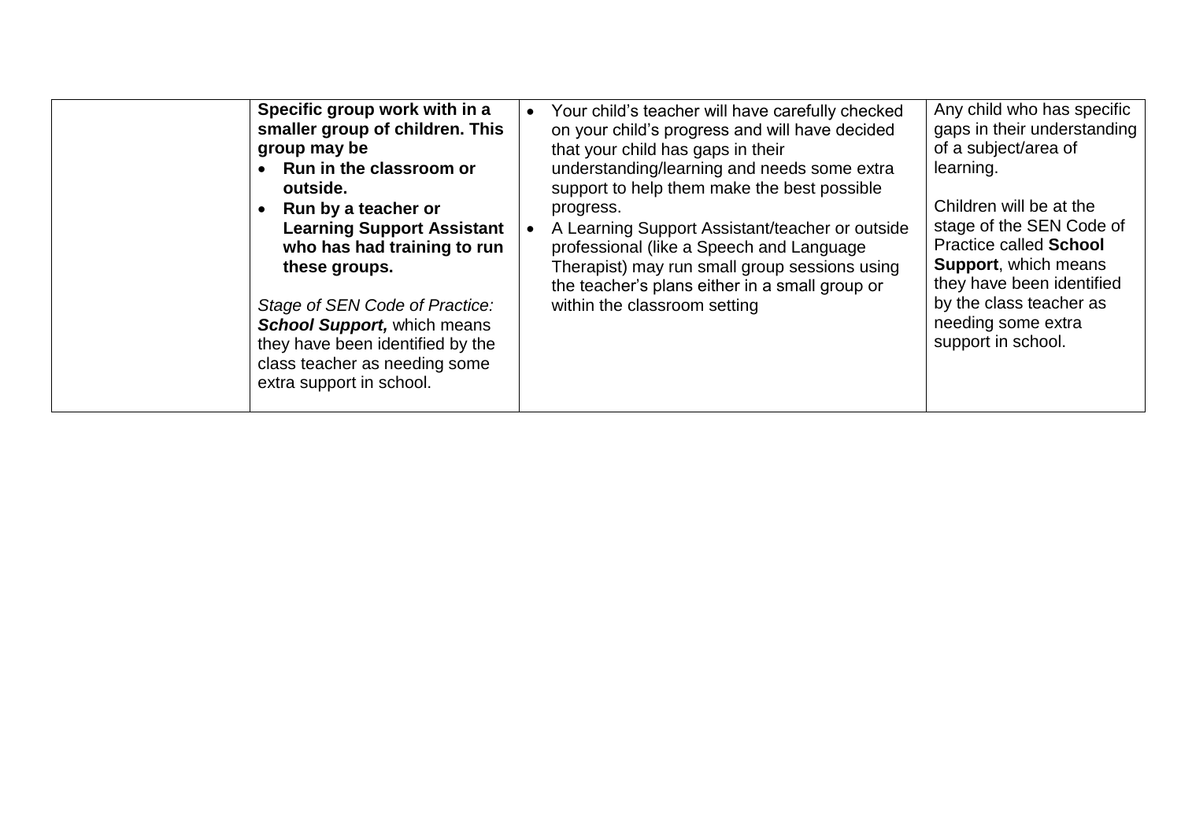| | | | |
|---|---|---|---|
| | **Specific group work with in a smaller group of children. This group may be**<br>• **Run in the classroom or outside.**<br>• **Run by a teacher or Learning Support Assistant who has had training to run these groups.**<br><br>*Stage of SEN Code of Practice:* ***School Support,*** which means they have been identified by the class teacher as needing some extra support in school. | • Your child's teacher will have carefully checked on your child's progress and will have decided that your child has gaps in their understanding/learning and needs some extra support to help them make the best possible progress.<br>• A Learning Support Assistant/teacher or outside professional (like a Speech and Language Therapist) may run small group sessions using the teacher's plans either in a small group or within the classroom setting | Any child who has specific gaps in their understanding of a subject/area of learning.<br><br>Children will be at the stage of the SEN Code of Practice called **School Support**, which means they have been identified by the class teacher as needing some extra support in school. |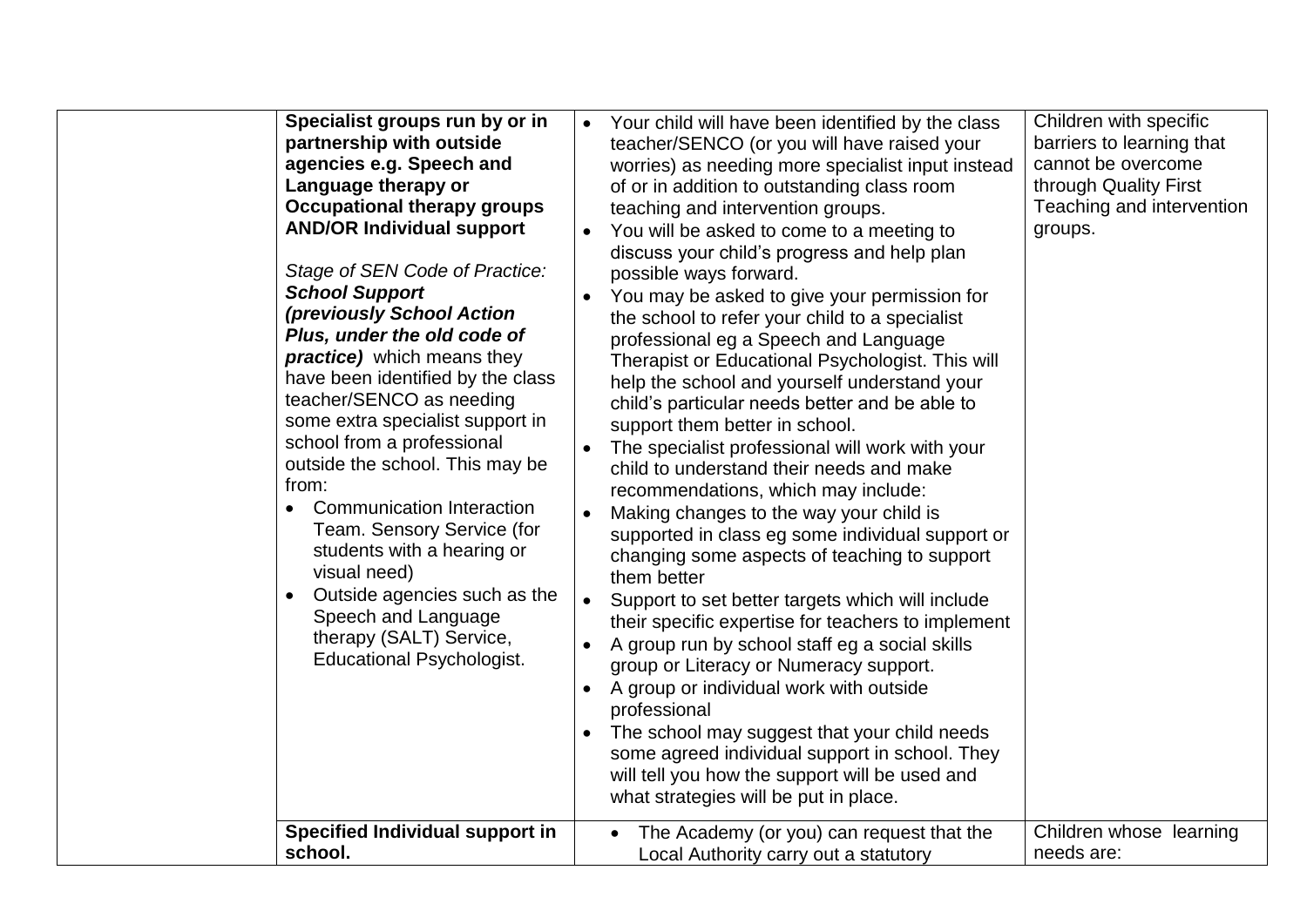| | | | |
|---|---|---|---|
| | **Specialist groups run by or in partnership with outside agencies e.g. Speech and Language therapy or Occupational therapy groups AND/OR Individual support**<br><br>*Stage of SEN Code of Practice:* ***School Support (previously School Action Plus, under the old code of practice)*** which means they have been identified by the class teacher/SENCO as needing some extra specialist support in school from a professional outside the school. This may be from:<br>• Communication Interaction Team. Sensory Service (for students with a hearing or visual need)<br>• Outside agencies such as the Speech and Language therapy (SALT) Service, Educational Psychologist. | • Your child will have been identified by the class teacher/SENCO (or you will have raised your worries) as needing more specialist input instead of or in addition to outstanding class room teaching and intervention groups.<br>• You will be asked to come to a meeting to discuss your child's progress and help plan possible ways forward.<br>• You may be asked to give your permission for the school to refer your child to a specialist professional eg a Speech and Language Therapist or Educational Psychologist. This will help the school and yourself understand your child's particular needs better and be able to support them better in school.<br>• The specialist professional will work with your child to understand their needs and make recommendations, which may include:<br>• Making changes to the way your child is supported in class eg some individual support or changing some aspects of teaching to support them better<br>• Support to set better targets which will include their specific expertise for teachers to implement<br>• A group run by school staff eg a social skills group or Literacy or Numeracy support.<br>• A group or individual work with outside professional<br>• The school may suggest that your child needs some agreed individual support in school. They will tell you how the support will be used and what strategies will be put in place. | Children with specific barriers to learning that cannot be overcome through Quality First Teaching and intervention groups. |
| | **Specified Individual support in school.** | • The Academy (or you) can request that the Local Authority carry out a statutory | Children whose learning needs are: |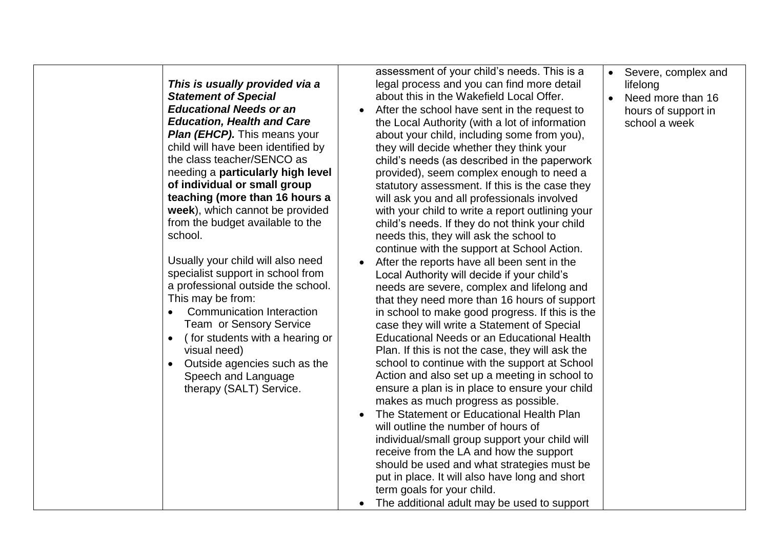| | | | |
|---|---|---|---|
| | ***This is usually provided via a Statement of Special Educational Needs or an Education, Health and Care Plan (EHCP).*** This means your child will have been identified by the class teacher/SENCO as needing a **particularly high level of individual or small group teaching (more than 16 hours a week**), which cannot be provided from the budget available to the school.<br><br>Usually your child will also need specialist support in school from a professional outside the school. This may be from:<ul><li>Communication Interaction Team or Sensory Service</li><li>( for students with a hearing or visual need)</li><li>Outside agencies such as the Speech and Language therapy (SALT) Service.</li></ul> | assessment of your child's needs. This is a legal process and you can find more detail about this in the Wakefield Local Offer.<ul><li>After the school have sent in the request to the Local Authority (with a lot of information about your child, including some from you), they will decide whether they think your child's needs (as described in the paperwork provided), seem complex enough to need a statutory assessment. If this is the case they will ask you and all professionals involved with your child to write a report outlining your child's needs. If they do not think your child needs this, they will ask the school to continue with the support at School Action.</li><li>After the reports have all been sent in the Local Authority will decide if your child's needs are severe, complex and lifelong and that they need more than 16 hours of support in school to make good progress. If this is the case they will write a Statement of Special Educational Needs or an Educational Health Plan. If this is not the case, they will ask the school to continue with the support at School Action and also set up a meeting in school to ensure a plan is in place to ensure your child makes as much progress as possible.</li><li>The Statement or Educational Health Plan will outline the number of hours of individual/small group support your child will receive from the LA and how the support should be used and what strategies must be put in place. It will also have long and short term goals for your child.</li><li>The additional adult may be used to support</li></ul> | <ul><li>Severe, complex and lifelong</li><li>Need more than 16 hours of support in school a week</li></ul> |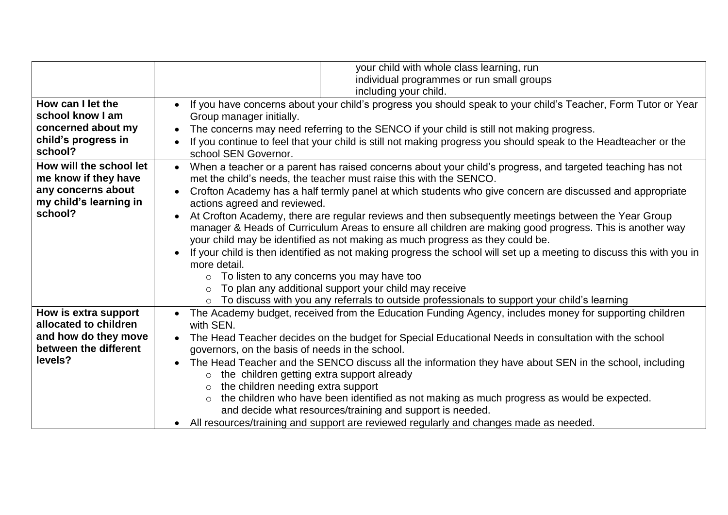| | | | |
|---|---|---|---|
| | | your child with whole class learning, run individual programmes or run small groups including your child. | |
| **How can I let the school know I am concerned about my child's progress in school?** | • If you have concerns about your child's progress you should speak to your child's Teacher, Form Tutor or Year Group manager initially.<br>• The concerns may need referring to the SENCO if your child is still not making progress.<br>• If you continue to feel that your child is still not making progress you should speak to the Headteacher or the school SEN Governor. | | |
| **How will the school let me know if they have any concerns about my child's learning in school?** | • When a teacher or a parent has raised concerns about your child's progress, and targeted teaching has not met the child's needs, the teacher must raise this with the SENCO.<br>• Crofton Academy has a half termly panel at which students who give concern are discussed and appropriate actions agreed and reviewed.<br>• At Crofton Academy, there are regular reviews and then subsequently meetings between the Year Group manager & Heads of Curriculum Areas to ensure all children are making good progress. This is another way your child may be identified as not making as much progress as they could be.<br>• If your child is then identified as not making progress the school will set up a meeting to discuss this with you in more detail.<br>&nbsp;&nbsp;&nbsp;&nbsp;○ To listen to any concerns you may have too<br>&nbsp;&nbsp;&nbsp;&nbsp;○ To plan any additional support your child may receive<br>&nbsp;&nbsp;&nbsp;&nbsp;○ To discuss with you any referrals to outside professionals to support your child's learning | | |
| **How is extra support allocated to children and how do they move between the different levels?** | • The Academy budget, received from the Education Funding Agency, includes money for supporting children with SEN.<br>• The Head Teacher decides on the budget for Special Educational Needs in consultation with the school governors, on the basis of needs in the school.<br>• The Head Teacher and the SENCO discuss all the information they have about SEN in the school, including<br>&nbsp;&nbsp;&nbsp;&nbsp;○ the children getting extra support already<br>&nbsp;&nbsp;&nbsp;&nbsp;○ the children needing extra support<br>&nbsp;&nbsp;&nbsp;&nbsp;○ the children who have been identified as not making as much progress as would be expected.<br>&nbsp;&nbsp;&nbsp;&nbsp;and decide what resources/training and support is needed.<br>• All resources/training and support are reviewed regularly and changes made as needed. | | |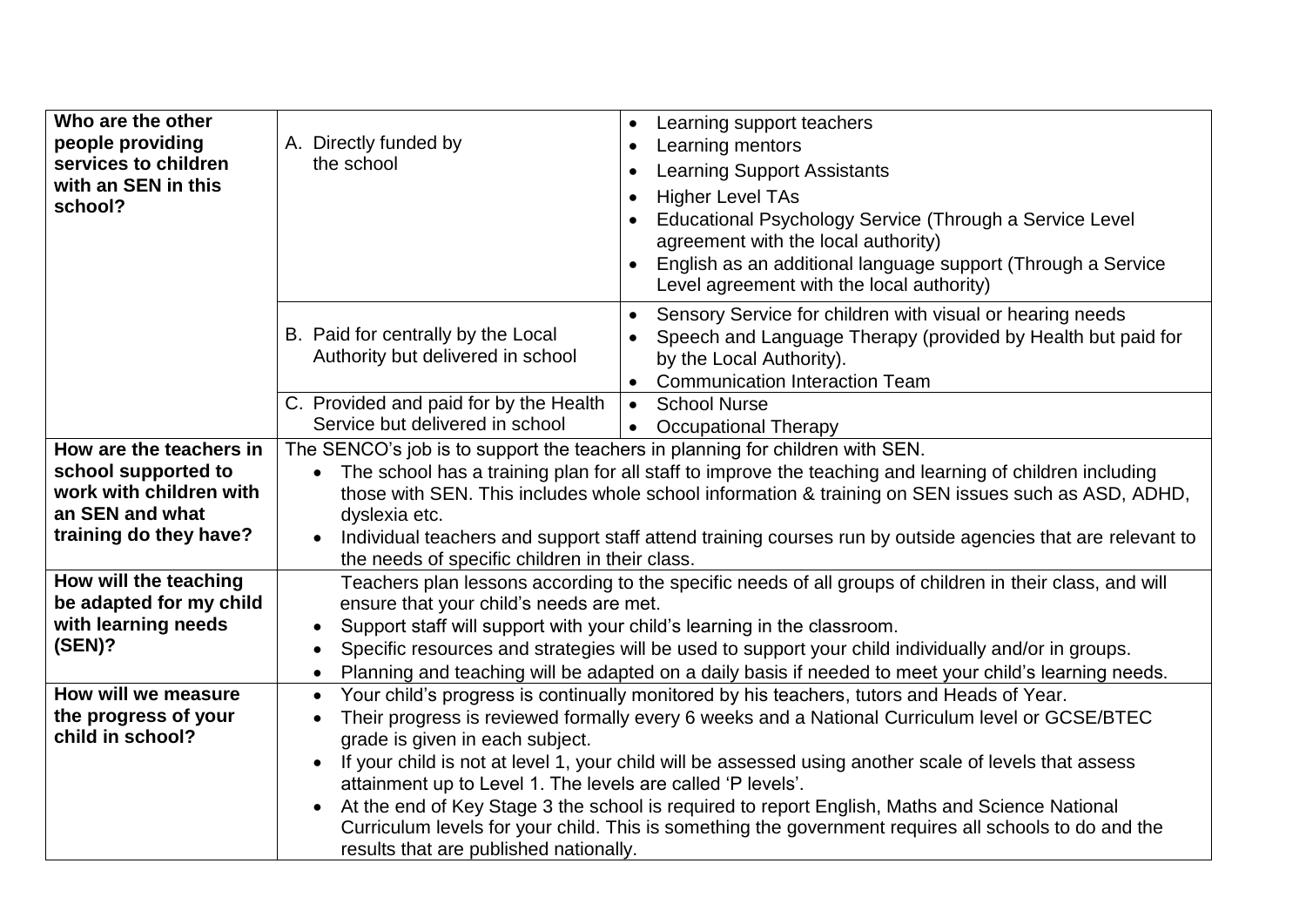| | | |
|---|---|---|
| **Who are the other people providing services to children with an SEN in this school?** | A. Directly funded by the school | • Learning support teachers<br>• Learning mentors<br>• Learning Support Assistants<br>• Higher Level TAs<br>• Educational Psychology Service (Through a Service Level agreement with the local authority)<br>• English as an additional language support (Through a Service Level agreement with the local authority) |
| | B. Paid for centrally by the Local Authority but delivered in school | • Sensory Service for children with visual or hearing needs<br>• Speech and Language Therapy (provided by Health but paid for by the Local Authority).<br>• Communication Interaction Team |
| | C. Provided and paid for by the Health Service but delivered in school | • School Nurse<br>• Occupational Therapy |
| **How are the teachers in school supported to work with children with an SEN and what training do they have?** | The SENCO's job is to support the teachers in planning for children with SEN.<br>• The school has a training plan for all staff to improve the teaching and learning of children including those with SEN. This includes whole school information & training on SEN issues such as ASD, ADHD, dyslexia etc.<br>• Individual teachers and support staff attend training courses run by outside agencies that are relevant to the needs of specific children in their class. | |
| **How will the teaching be adapted for my child with learning needs (SEN)?** | Teachers plan lessons according to the specific needs of all groups of children in their class, and will ensure that your child's needs are met.<br>• Support staff will support with your child's learning in the classroom.<br>• Specific resources and strategies will be used to support your child individually and/or in groups.<br>• Planning and teaching will be adapted on a daily basis if needed to meet your child's learning needs. | |
| **How will we measure the progress of your child in school?** | • Your child's progress is continually monitored by his teachers, tutors and Heads of Year.<br>• Their progress is reviewed formally every 6 weeks and a National Curriculum level or GCSE/BTEC grade is given in each subject.<br>• If your child is not at level 1, your child will be assessed using another scale of levels that assess attainment up to Level 1. The levels are called 'P levels'.<br>• At the end of Key Stage 3 the school is required to report English, Maths and Science National Curriculum levels for your child. This is something the government requires all schools to do and the results that are published nationally. | |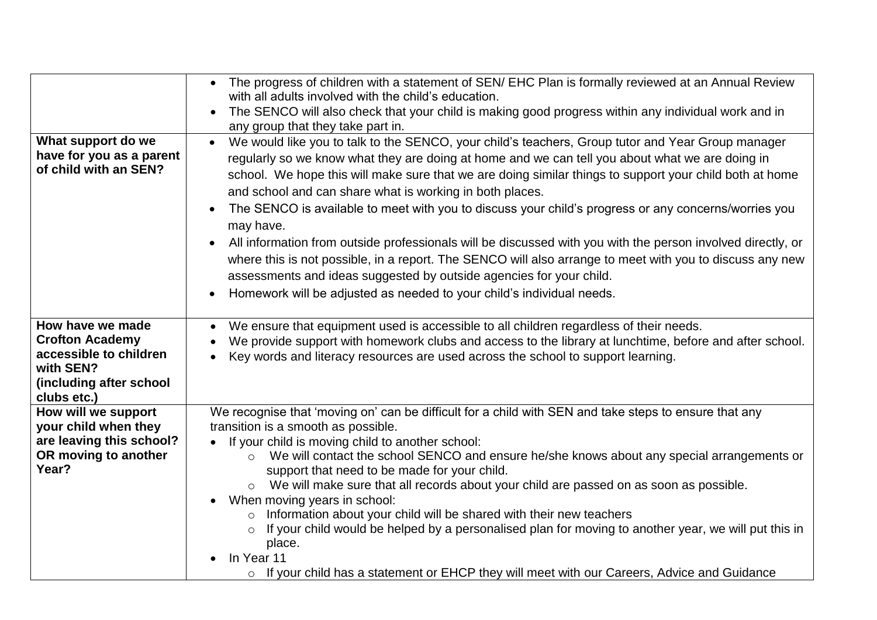| | |
|---|---|
| | • The progress of children with a statement of SEN/ EHC Plan is formally reviewed at an Annual Review with all adults involved with the child's education.<br>• The SENCO will also check that your child is making good progress within any individual work and in any group that they take part in. |
| **What support do we have for you as a parent of child with an SEN?** | • We would like you to talk to the SENCO, your child's teachers, Group tutor and Year Group manager regularly so we know what they are doing at home and we can tell you about what we are doing in school. We hope this will make sure that we are doing similar things to support your child both at home and school and can share what is working in both places.<br>• The SENCO is available to meet with you to discuss your child's progress or any concerns/worries you may have.<br>• All information from outside professionals will be discussed with you with the person involved directly, or where this is not possible, in a report. The SENCO will also arrange to meet with you to discuss any new assessments and ideas suggested by outside agencies for your child.<br>• Homework will be adjusted as needed to your child's individual needs. |
| **How have we made Crofton Academy accessible to children with SEN? (including after school clubs etc.)** | • We ensure that equipment used is accessible to all children regardless of their needs.<br>• We provide support with homework clubs and access to the library at lunchtime, before and after school.<br>• Key words and literacy resources are used across the school to support learning. |
| **How will we support your child when they are leaving this school? OR moving to another Year?** | We recognise that 'moving on' can be difficult for a child with SEN and take steps to ensure that any transition is a smooth as possible.<br>• If your child is moving child to another school:<br>&nbsp;&nbsp;&nbsp;&nbsp;○ We will contact the school SENCO and ensure he/she knows about any special arrangements or support that need to be made for your child.<br>&nbsp;&nbsp;&nbsp;&nbsp;○ We will make sure that all records about your child are passed on as soon as possible.<br>• When moving years in school:<br>&nbsp;&nbsp;&nbsp;&nbsp;○ Information about your child will be shared with their new teachers<br>&nbsp;&nbsp;&nbsp;&nbsp;○ If your child would be helped by a personalised plan for moving to another year, we will put this in place.<br>• In Year 11<br>&nbsp;&nbsp;&nbsp;&nbsp;○ If your child has a statement or EHCP they will meet with our Careers, Advice and Guidance |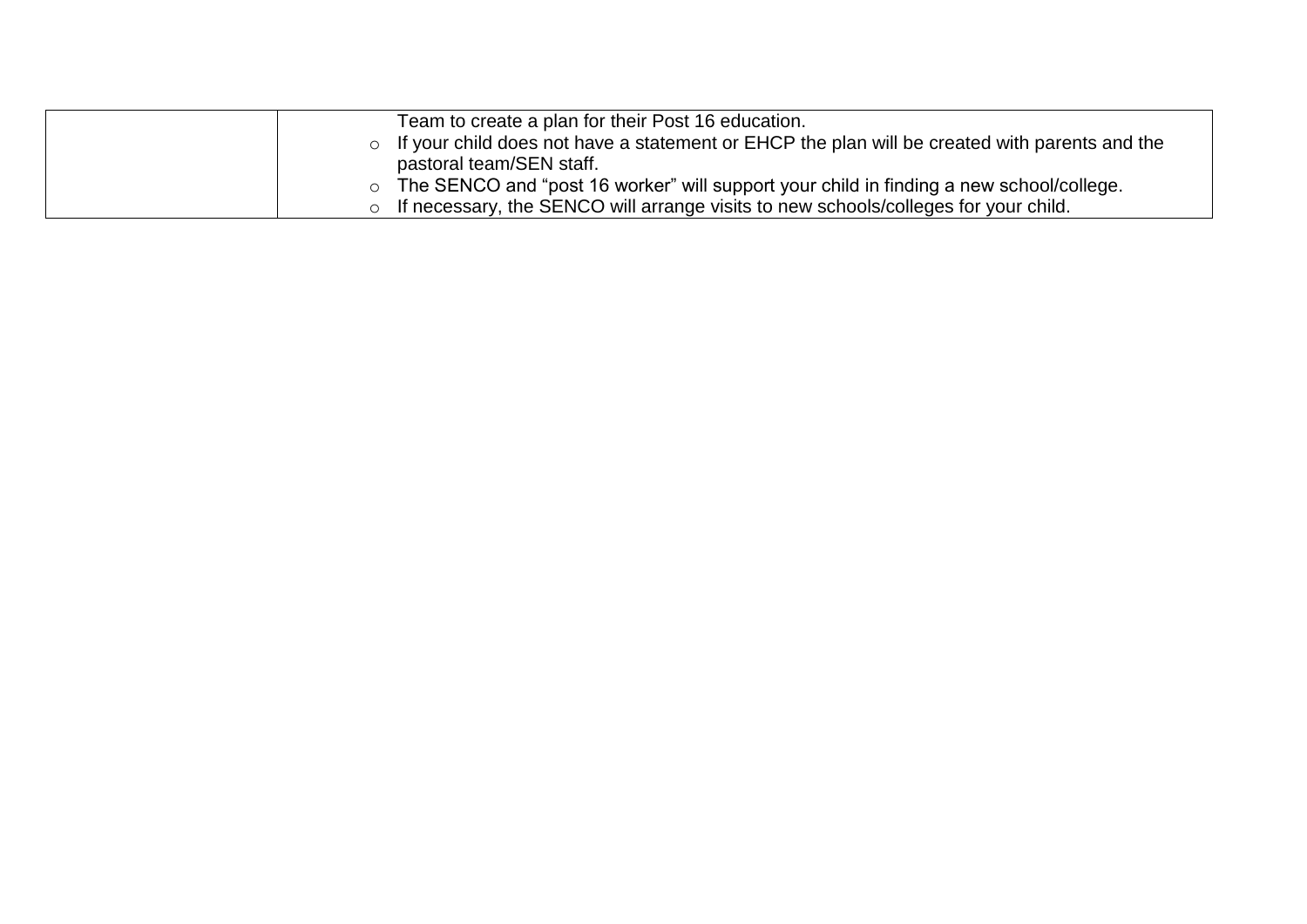| | |
|---|---|
| | Team to create a plan for their Post 16 education.<br>- If your child does not have a statement or EHCP the plan will be created with parents and the pastoral team/SEN staff.<br>- The SENCO and "post 16 worker" will support your child in finding a new school/college.<br>- If necessary, the SENCO will arrange visits to new schools/colleges for your child. |